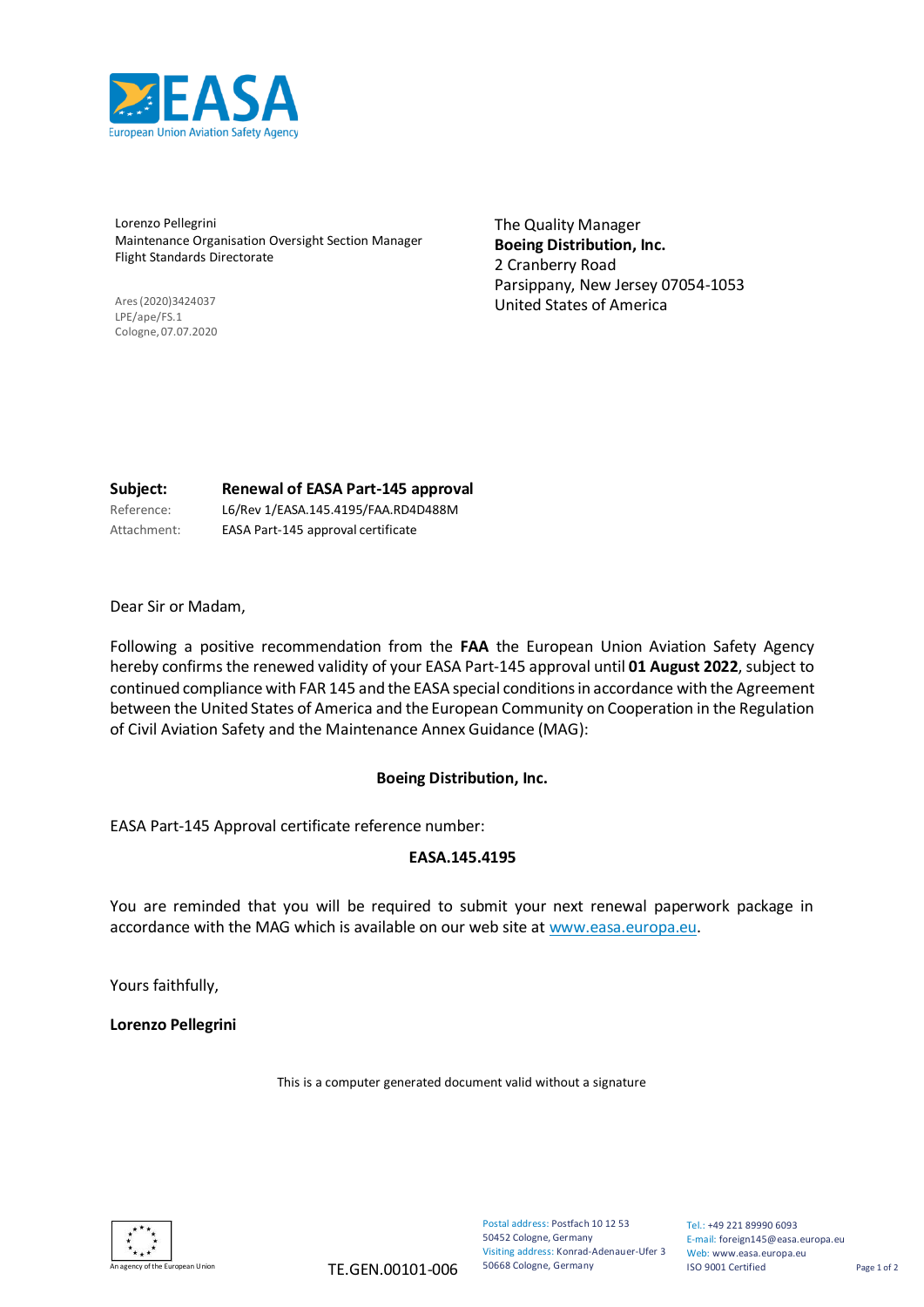European Union Aviation Safety Agency

Lorenzo Pellegrini
Maintenance Organisation Oversight Section Manager
Flight Standards Directorate

Ares (2020)3424037
LPE/ape/FS.1
Cologne, 07.07.2020

The Quality Manager
**Boeing Distribution, Inc.**
2 Cranberry Road
Parsippany, New Jersey 07054-1053
United States of America

**Subject:** **Renewal of EASA Part-145 approval**
Reference: L6/Rev 1/EASA.145.4195/FAA.RD4D488M
Attachment: EASA Part-145 approval certificate

Dear Sir or Madam,

Following a positive recommendation from the **FAA** the European Union Aviation Safety Agency hereby confirms the renewed validity of your EASA Part-145 approval until **01 August 2022**, subject to continued compliance with FAR 145 and the EASA special conditions in accordance with the Agreement between the United States of America and the European Community on Cooperation in the Regulation of Civil Aviation Safety and the Maintenance Annex Guidance (MAG):

**Boeing Distribution, Inc.**

EASA Part-145 Approval certificate reference number:

**EASA.145.4195**

You are reminded that you will be required to submit your next renewal paperwork package in accordance with the MAG which is available on our web site at www.easa.europa.eu.

Yours faithfully,

**Lorenzo Pellegrini**

This is a computer generated document valid without a signature

An agency of the European Union

TE.GEN.00101-006

Postal address: Postfach 10 12 53
50452 Cologne, Germany
Visiting address: Konrad-Adenauer-Ufer 3
50668 Cologne, Germany

Tel.: +49 221 89990 6093
E-mail: foreign145@easa.europa.eu
Web: www.easa.europa.eu
ISO 9001 Certified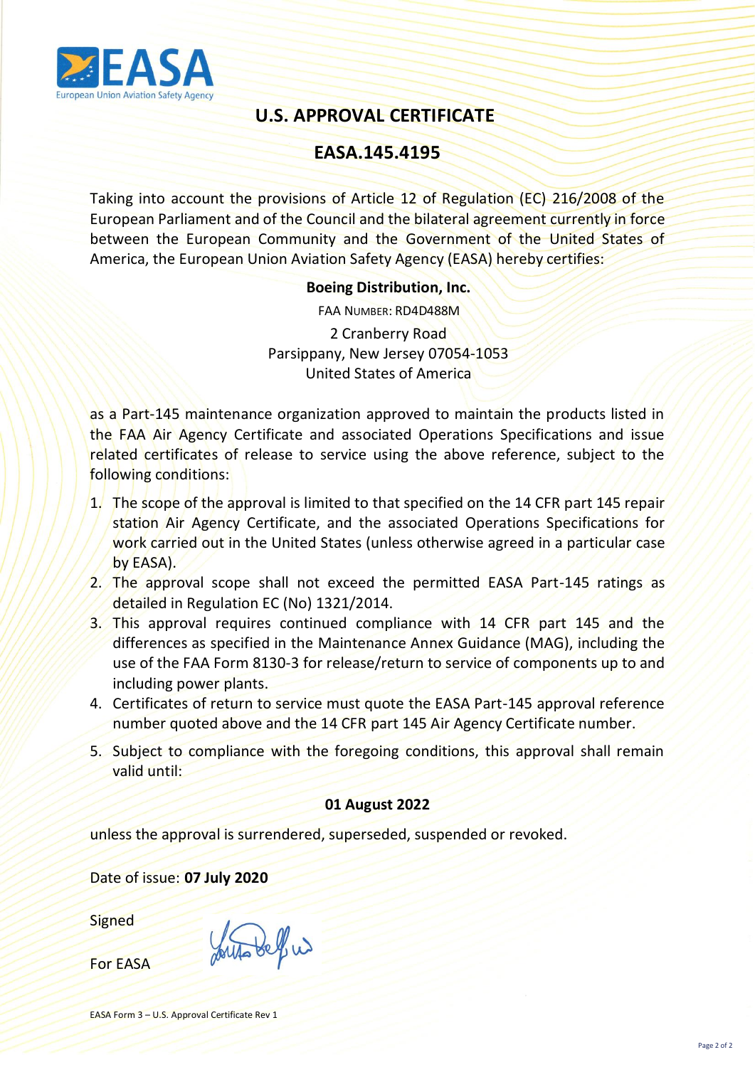EASA
European Union Aviation Safety Agency

# U.S. APPROVAL CERTIFICATE

## EASA.145.4195

Taking into account the provisions of Article 12 of Regulation (EC) 216/2008 of the European Parliament and of the Council and the bilateral agreement currently in force between the European Community and the Government of the United States of America, the European Union Aviation Safety Agency (EASA) hereby certifies:

**Boeing Distribution, Inc.**

FAA NUMBER: RD4D488M

2 Cranberry Road
Parsippany, New Jersey 07054-1053
United States of America

as a Part-145 maintenance organization approved to maintain the products listed in the FAA Air Agency Certificate and associated Operations Specifications and issue related certificates of release to service using the above reference, subject to the following conditions:

1. The scope of the approval is limited to that specified on the 14 CFR part 145 repair station Air Agency Certificate, and the associated Operations Specifications for work carried out in the United States (unless otherwise agreed in a particular case by EASA).
2. The approval scope shall not exceed the permitted EASA Part-145 ratings as detailed in Regulation EC (No) 1321/2014.
3. This approval requires continued compliance with 14 CFR part 145 and the differences as specified in the Maintenance Annex Guidance (MAG), including the use of the FAA Form 8130-3 for release/return to service of components up to and including power plants.
4. Certificates of return to service must quote the EASA Part-145 approval reference number quoted above and the 14 CFR part 145 Air Agency Certificate number.
5. Subject to compliance with the foregoing conditions, this approval shall remain valid until:

**01 August 2022**

unless the approval is surrendered, superseded, suspended or revoked.

Date of issue: **07 July 2020**

Signed

For EASA

EASA Form 3 – U.S. Approval Certificate Rev 1